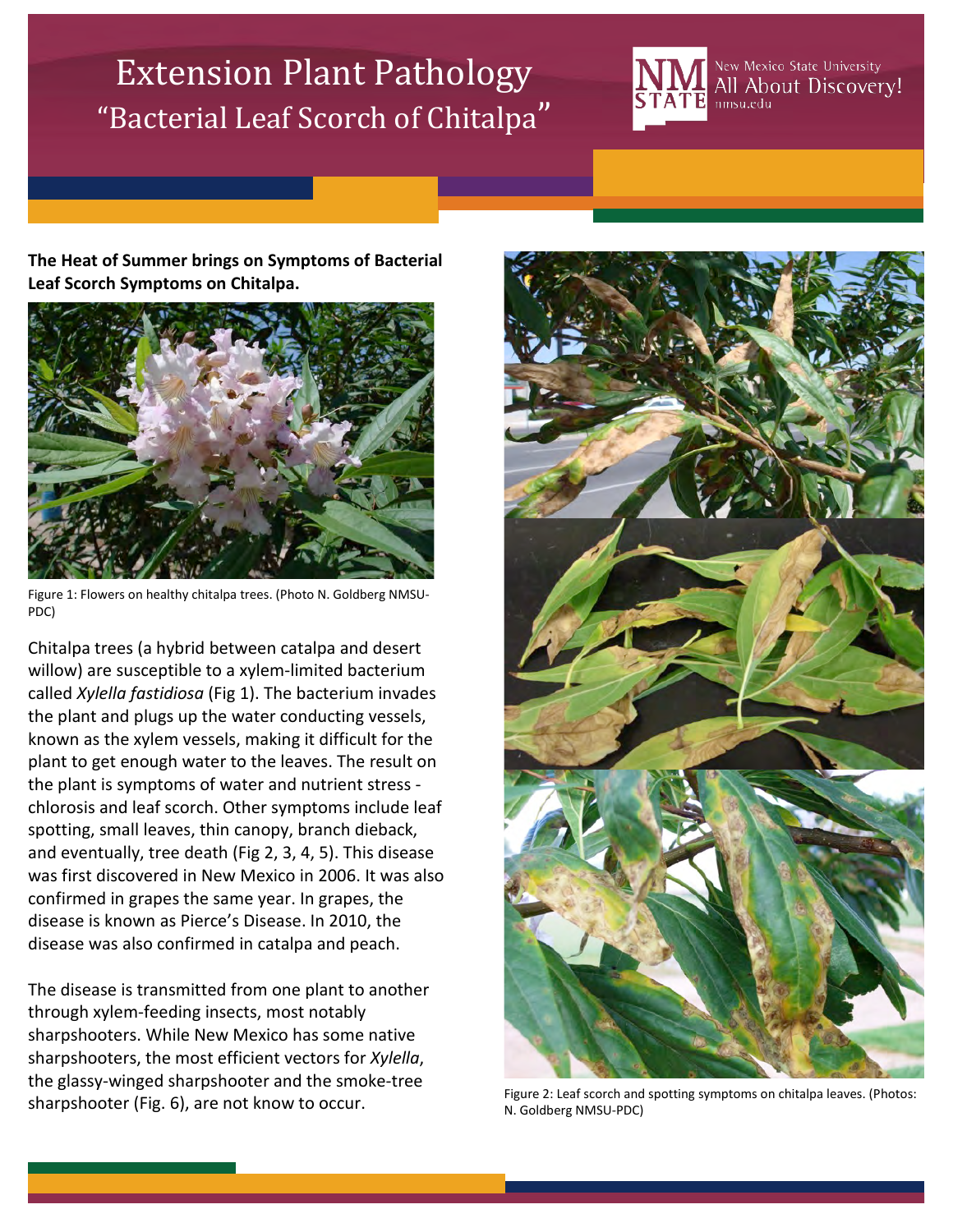# Extension Plant Pathology
## "Bacterial Leaf Scorch of Chitalpa"

New Mexico State University
All About Discovery!
nmsu.edu

**The Heat of Summer brings on Symptoms of Bacterial Leaf Scorch Symptoms on Chitalpa.**

Figure 1: Flowers on healthy chitalpa trees. (Photo N. Goldberg NMSU-PDC)

Chitalpa trees (a hybrid between catalpa and desert willow) are susceptible to a xylem-limited bacterium called *Xylella fastidiosa* (Fig 1). The bacterium invades the plant and plugs up the water conducting vessels, known as the xylem vessels, making it difficult for the plant to get enough water to the leaves. The result on the plant is symptoms of water and nutrient stress - chlorosis and leaf scorch. Other symptoms include leaf spotting, small leaves, thin canopy, branch dieback, and eventually, tree death (Fig 2, 3, 4, 5). This disease was first discovered in New Mexico in 2006. It was also confirmed in grapes the same year. In grapes, the disease is known as Pierce's Disease. In 2010, the disease was also confirmed in catalpa and peach.

The disease is transmitted from one plant to another through xylem-feeding insects, most notably sharpshooters. While New Mexico has some native sharpshooters, the most efficient vectors for *Xylella*, the glassy-winged sharpshooter and the smoke-tree sharpshooter (Fig. 6), are not know to occur.

Figure 2: Leaf scorch and spotting symptoms on chitalpa leaves. (Photos: N. Goldberg NMSU-PDC)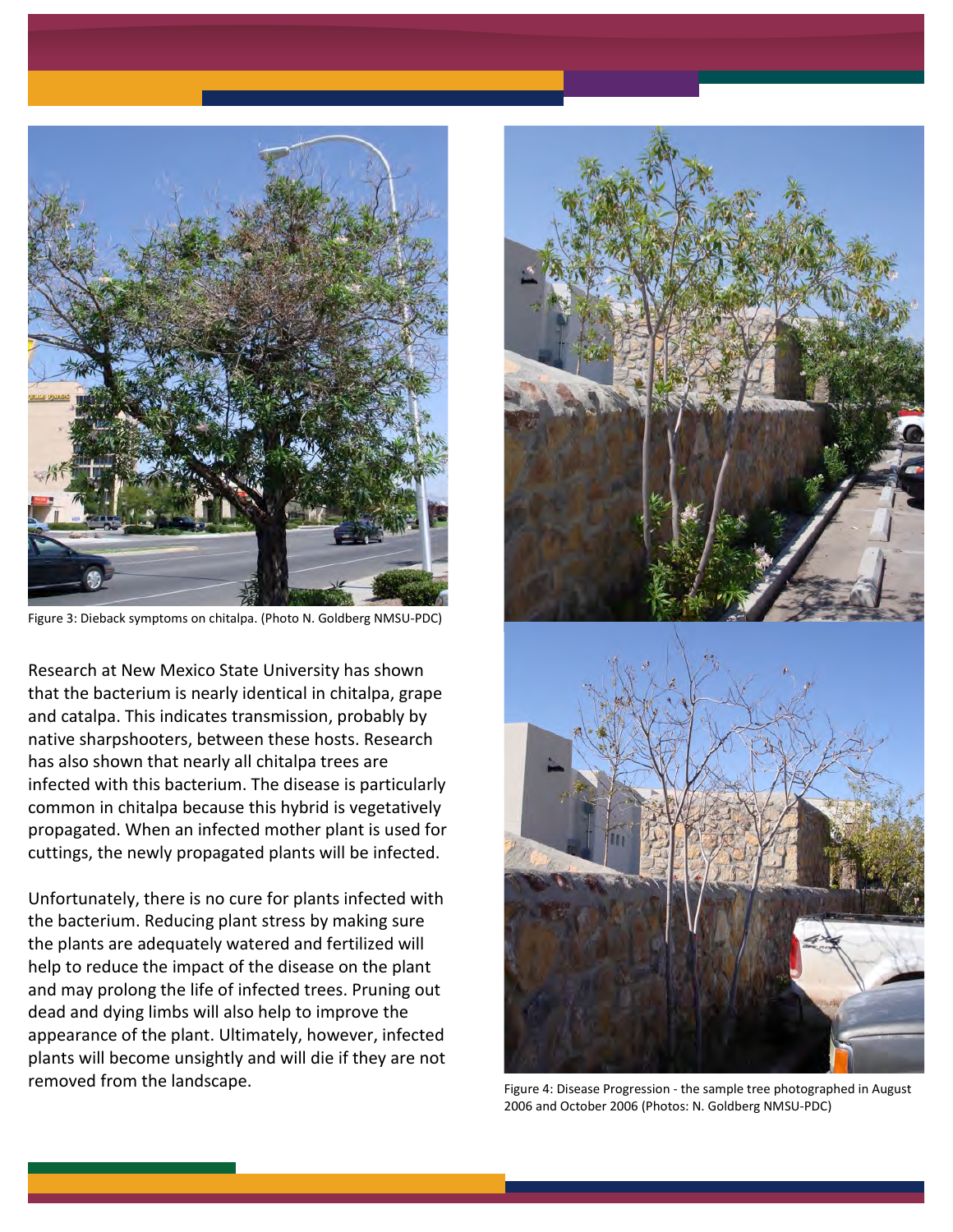Figure 3: Dieback symptoms on chitalpa. (Photo N. Goldberg NMSU-PDC)

Research at New Mexico State University has shown that the bacterium is nearly identical in chitalpa, grape and catalpa. This indicates transmission, probably by native sharpshooters, between these hosts. Research has also shown that nearly all chitalpa trees are infected with this bacterium. The disease is particularly common in chitalpa because this hybrid is vegetatively propagated. When an infected mother plant is used for cuttings, the newly propagated plants will be infected.

Unfortunately, there is no cure for plants infected with the bacterium. Reducing plant stress by making sure the plants are adequately watered and fertilized will help to reduce the impact of the disease on the plant and may prolong the life of infected trees. Pruning out dead and dying limbs will also help to improve the appearance of the plant. Ultimately, however, infected plants will become unsightly and will die if they are not removed from the landscape.

Figure 4: Disease Progression - the sample tree photographed in August 2006 and October 2006 (Photos: N. Goldberg NMSU-PDC)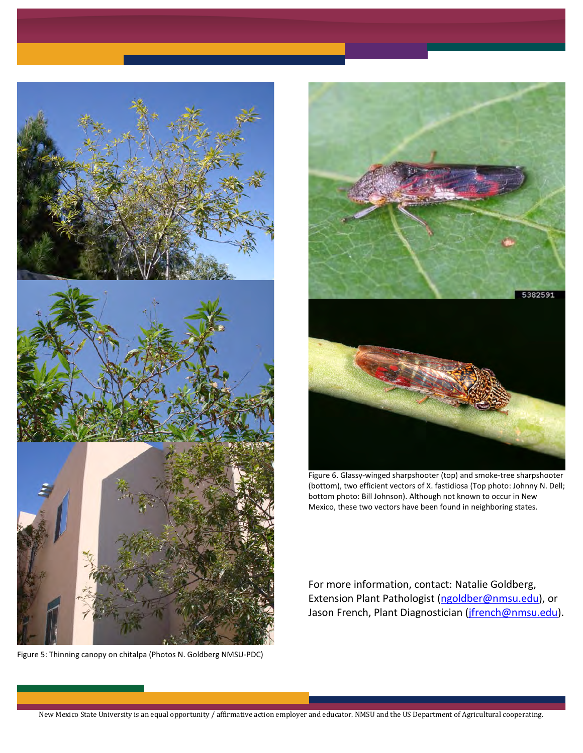Figure 5: Thinning canopy on chitalpa (Photos N. Goldberg NMSU-PDC)

Figure 6. Glassy-winged sharpshooter (top) and smoke-tree sharpshooter (bottom), two efficient vectors of X. fastidiosa (Top photo: Johnny N. Dell; bottom photo: Bill Johnson). Although not known to occur in New Mexico, these two vectors have been found in neighboring states.

For more information, contact: Natalie Goldberg, Extension Plant Pathologist (ngoldber@nmsu.edu), or Jason French, Plant Diagnostician (jfrench@nmsu.edu).

New Mexico State University is an equal opportunity / affirmative action employer and educator. NMSU and the US Department of Agricultural cooperating.